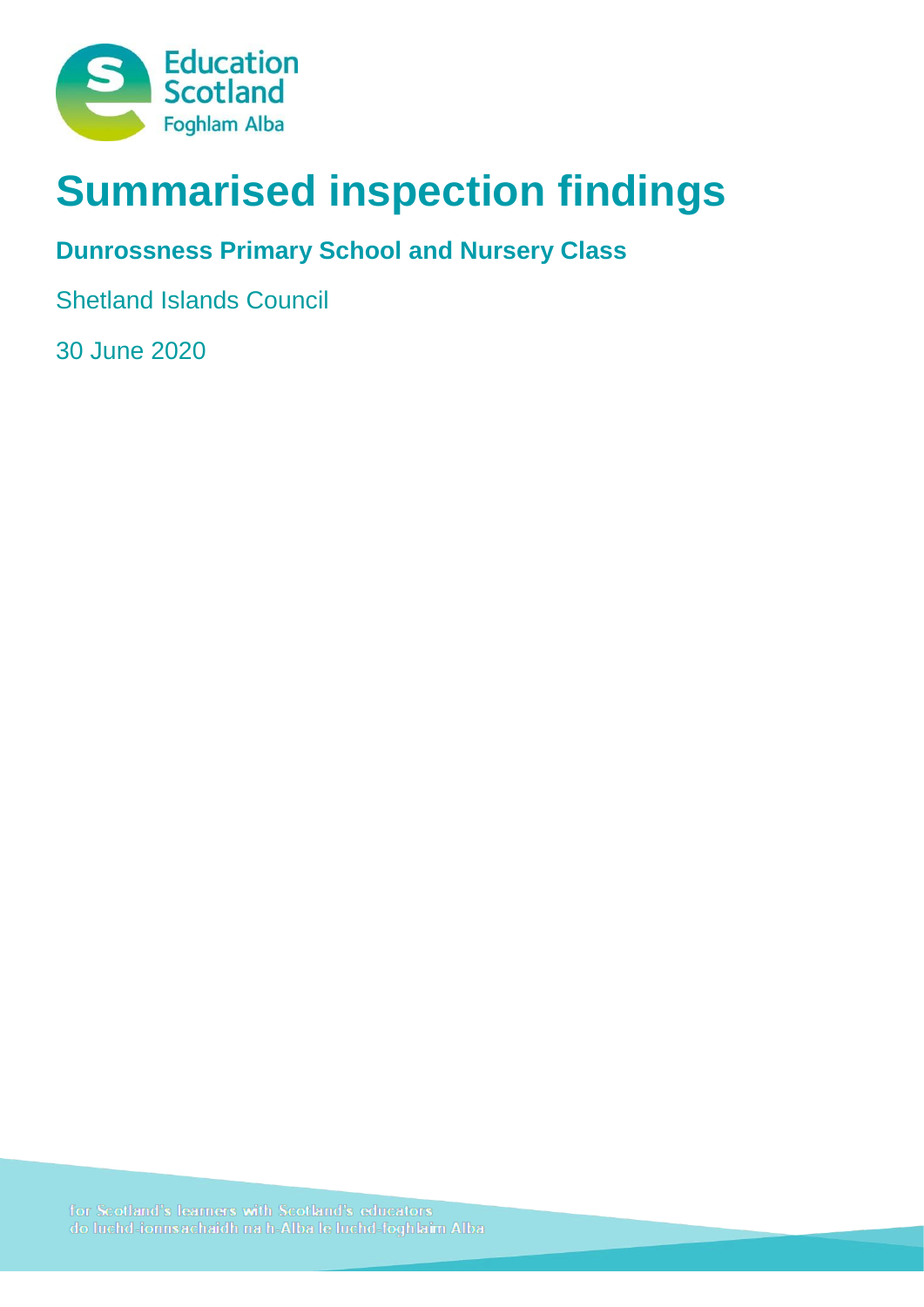# Summarised inspection findings

## Dunrossness Primary School and Nursery Class

Shetland Islands Council

30 June 2020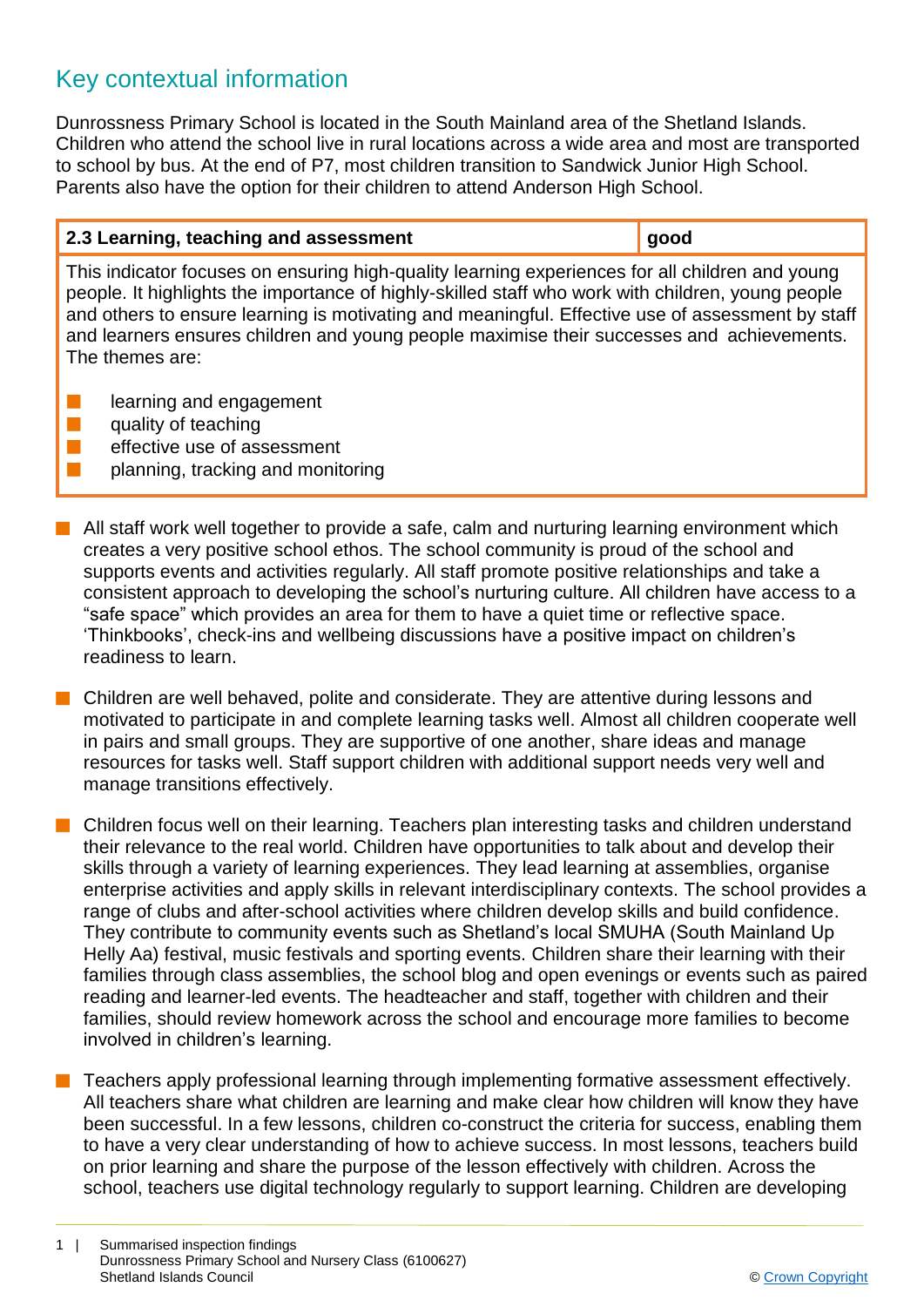## Key contextual information

Dunrossness Primary School is located in the South Mainland area of the Shetland Islands. Children who attend the school live in rural locations across a wide area and most are transported to school by bus. At the end of P7, most children transition to Sandwick Junior High School. Parents also have the option for their children to attend Anderson High School.

| 2.3 Learning, teaching and assessment | good |
|---|---|
| This indicator focuses on ensuring high-quality learning experiences for all children and young people. It highlights the importance of highly-skilled staff who work with children, young people and others to ensure learning is motivating and meaningful. Effective use of assessment by staff and learners ensures children and young people maximise their successes and achievements. The themes are:<br>■ learning and engagement<br>■ quality of teaching<br>■ effective use of assessment<br>■ planning, tracking and monitoring | |

- All staff work well together to provide a safe, calm and nurturing learning environment which creates a very positive school ethos. The school community is proud of the school and supports events and activities regularly. All staff promote positive relationships and take a consistent approach to developing the school's nurturing culture. All children have access to a "safe space" which provides an area for them to have a quiet time or reflective space. 'Thinkbooks', check-ins and wellbeing discussions have a positive impact on children's readiness to learn.

- Children are well behaved, polite and considerate. They are attentive during lessons and motivated to participate in and complete learning tasks well. Almost all children cooperate well in pairs and small groups. They are supportive of one another, share ideas and manage resources for tasks well. Staff support children with additional support needs very well and manage transitions effectively.

- Children focus well on their learning. Teachers plan interesting tasks and children understand their relevance to the real world. Children have opportunities to talk about and develop their skills through a variety of learning experiences. They lead learning at assemblies, organise enterprise activities and apply skills in relevant interdisciplinary contexts. The school provides a range of clubs and after-school activities where children develop skills and build confidence. They contribute to community events such as Shetland's local SMUHA (South Mainland Up Helly Aa) festival, music festivals and sporting events. Children share their learning with their families through class assemblies, the school blog and open evenings or events such as paired reading and learner-led events. The headteacher and staff, together with children and their families, should review homework across the school and encourage more families to become involved in children's learning.

- Teachers apply professional learning through implementing formative assessment effectively. All teachers share what children are learning and make clear how children will know they have been successful. In a few lessons, children co-construct the criteria for success, enabling them to have a very clear understanding of how to achieve success. In most lessons, teachers build on prior learning and share the purpose of the lesson effectively with children. Across the school, teachers use digital technology regularly to support learning. Children are developing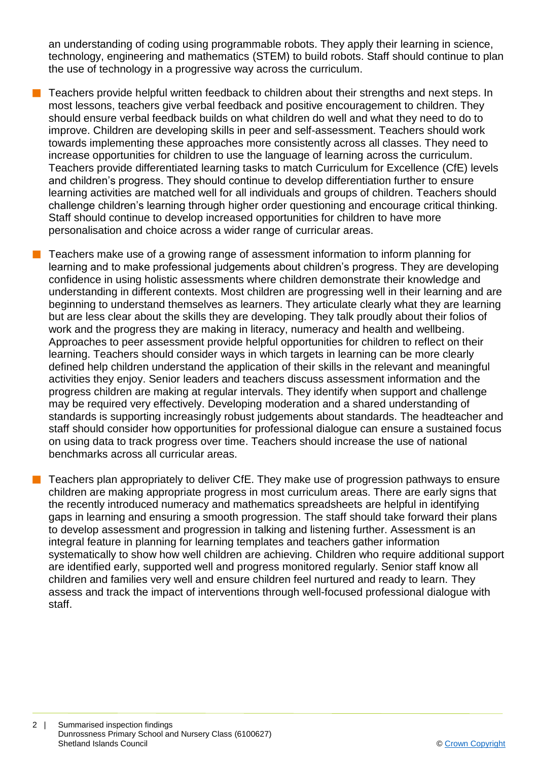an understanding of coding using programmable robots. They apply their learning in science, technology, engineering and mathematics (STEM) to build robots. Staff should continue to plan the use of technology in a progressive way across the curriculum.

- Teachers provide helpful written feedback to children about their strengths and next steps. In most lessons, teachers give verbal feedback and positive encouragement to children. They should ensure verbal feedback builds on what children do well and what they need to do to improve. Children are developing skills in peer and self-assessment. Teachers should work towards implementing these approaches more consistently across all classes. They need to increase opportunities for children to use the language of learning across the curriculum. Teachers provide differentiated learning tasks to match Curriculum for Excellence (CfE) levels and children's progress. They should continue to develop differentiation further to ensure learning activities are matched well for all individuals and groups of children. Teachers should challenge children's learning through higher order questioning and encourage critical thinking. Staff should continue to develop increased opportunities for children to have more personalisation and choice across a wider range of curricular areas.

- Teachers make use of a growing range of assessment information to inform planning for learning and to make professional judgements about children's progress. They are developing confidence in using holistic assessments where children demonstrate their knowledge and understanding in different contexts. Most children are progressing well in their learning and are beginning to understand themselves as learners. They articulate clearly what they are learning but are less clear about the skills they are developing. They talk proudly about their folios of work and the progress they are making in literacy, numeracy and health and wellbeing. Approaches to peer assessment provide helpful opportunities for children to reflect on their learning. Teachers should consider ways in which targets in learning can be more clearly defined help children understand the application of their skills in the relevant and meaningful activities they enjoy. Senior leaders and teachers discuss assessment information and the progress children are making at regular intervals. They identify when support and challenge may be required very effectively. Developing moderation and a shared understanding of standards is supporting increasingly robust judgements about standards. The headteacher and staff should consider how opportunities for professional dialogue can ensure a sustained focus on using data to track progress over time. Teachers should increase the use of national benchmarks across all curricular areas.

- Teachers plan appropriately to deliver CfE. They make use of progression pathways to ensure children are making appropriate progress in most curriculum areas. There are early signs that the recently introduced numeracy and mathematics spreadsheets are helpful in identifying gaps in learning and ensuring a smooth progression. The staff should take forward their plans to develop assessment and progression in talking and listening further. Assessment is an integral feature in planning for learning templates and teachers gather information systematically to show how well children are achieving. Children who require additional support are identified early, supported well and progress monitored regularly. Senior staff know all children and families very well and ensure children feel nurtured and ready to learn. They assess and track the impact of interventions through well-focused professional dialogue with staff.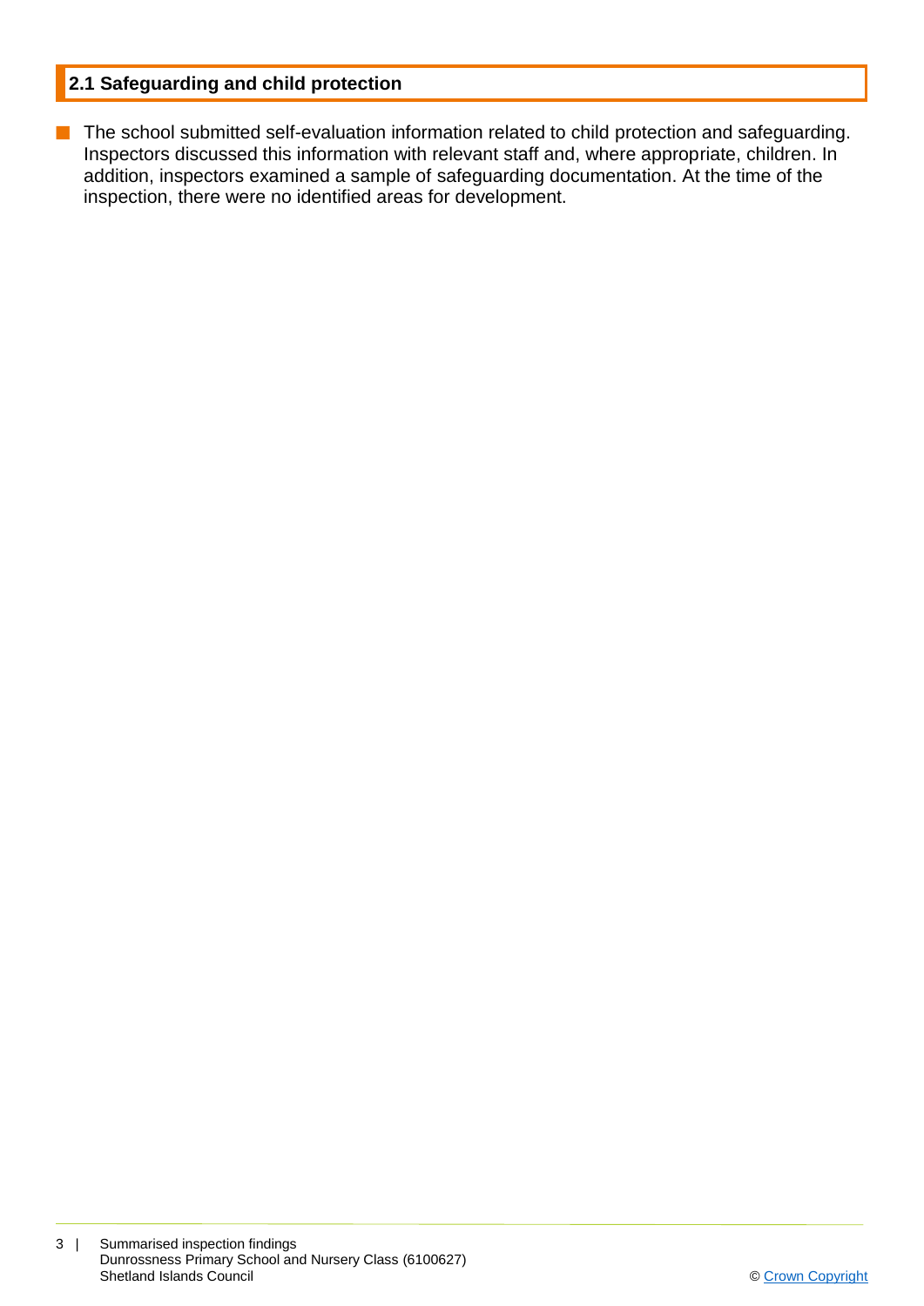## 2.1 Safeguarding and child protection

- The school submitted self-evaluation information related to child protection and safeguarding. Inspectors discussed this information with relevant staff and, where appropriate, children. In addition, inspectors examined a sample of safeguarding documentation. At the time of the inspection, there were no identified areas for development.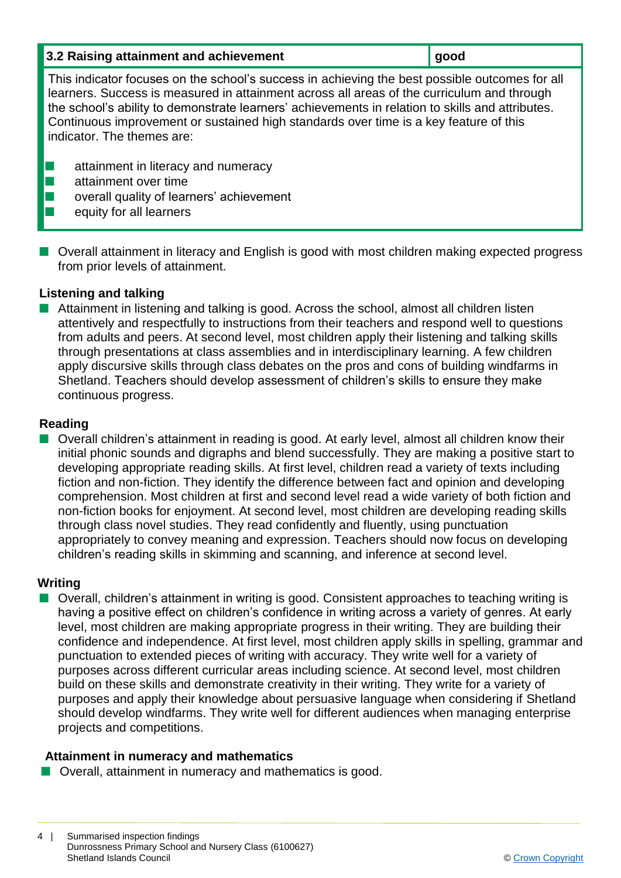| 3.2 Raising attainment and achievement | good |
|---|---|
| This indicator focuses on the school's success in achieving the best possible outcomes for all learners. Success is measured in attainment across all areas of the curriculum and through the school's ability to demonstrate learners' achievements in relation to skills and attributes. Continuous improvement or sustained high standards over time is a key feature of this indicator. The themes are:<br><br>- attainment in literacy and numeracy<br>- attainment over time<br>- overall quality of learners' achievement<br>- equity for all learners | |

- Overall attainment in literacy and English is good with most children making expected progress from prior levels of attainment.

**Listening and talking**

- Attainment in listening and talking is good. Across the school, almost all children listen attentively and respectfully to instructions from their teachers and respond well to questions from adults and peers. At second level, most children apply their listening and talking skills through presentations at class assemblies and in interdisciplinary learning. A few children apply discursive skills through class debates on the pros and cons of building windfarms in Shetland. Teachers should develop assessment of children's skills to ensure they make continuous progress.

**Reading**

- Overall children's attainment in reading is good. At early level, almost all children know their initial phonic sounds and digraphs and blend successfully. They are making a positive start to developing appropriate reading skills. At first level, children read a variety of texts including fiction and non-fiction. They identify the difference between fact and opinion and developing comprehension. Most children at first and second level read a wide variety of both fiction and non-fiction books for enjoyment. At second level, most children are developing reading skills through class novel studies. They read confidently and fluently, using punctuation appropriately to convey meaning and expression. Teachers should now focus on developing children's reading skills in skimming and scanning, and inference at second level.

**Writing**

- Overall, children's attainment in writing is good. Consistent approaches to teaching writing is having a positive effect on children's confidence in writing across a variety of genres. At early level, most children are making appropriate progress in their writing. They are building their confidence and independence. At first level, most children apply skills in spelling, grammar and punctuation to extended pieces of writing with accuracy. They write well for a variety of purposes across different curricular areas including science. At second level, most children build on these skills and demonstrate creativity in their writing. They write for a variety of purposes and apply their knowledge about persuasive language when considering if Shetland should develop windfarms. They write well for different audiences when managing enterprise projects and competitions.

**Attainment in numeracy and mathematics**

- Overall, attainment in numeracy and mathematics is good.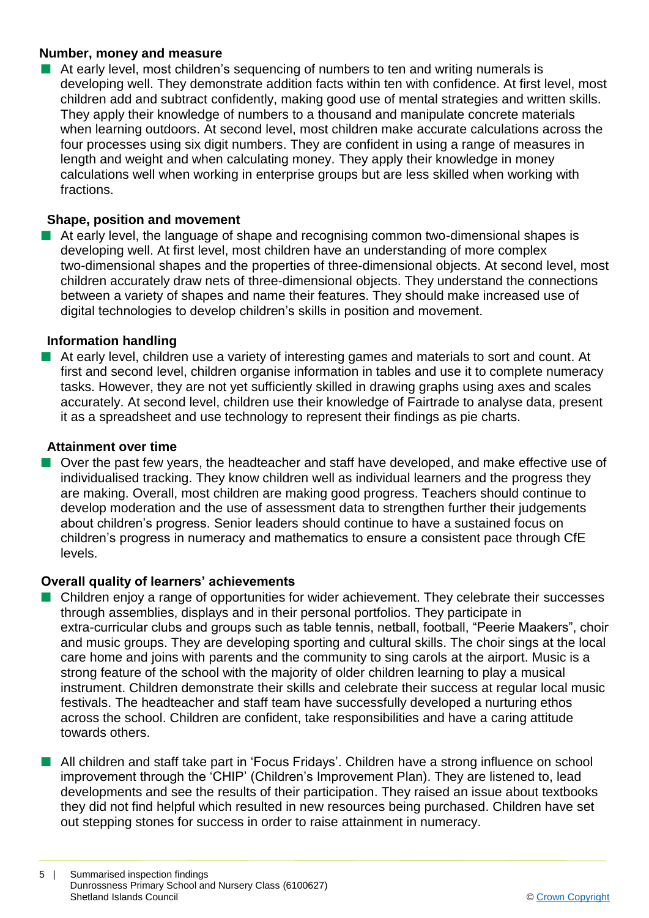**Number, money and measure**

- At early level, most children's sequencing of numbers to ten and writing numerals is developing well. They demonstrate addition facts within ten with confidence. At first level, most children add and subtract confidently, making good use of mental strategies and written skills. They apply their knowledge of numbers to a thousand and manipulate concrete materials when learning outdoors. At second level, most children make accurate calculations across the four processes using six digit numbers. They are confident in using a range of measures in length and weight and when calculating money. They apply their knowledge in money calculations well when working in enterprise groups but are less skilled when working with fractions.

**Shape, position and movement**

- At early level, the language of shape and recognising common two-dimensional shapes is developing well. At first level, most children have an understanding of more complex two-dimensional shapes and the properties of three-dimensional objects. At second level, most children accurately draw nets of three-dimensional objects. They understand the connections between a variety of shapes and name their features. They should make increased use of digital technologies to develop children's skills in position and movement.

**Information handling**

- At early level, children use a variety of interesting games and materials to sort and count. At first and second level, children organise information in tables and use it to complete numeracy tasks. However, they are not yet sufficiently skilled in drawing graphs using axes and scales accurately. At second level, children use their knowledge of Fairtrade to analyse data, present it as a spreadsheet and use technology to represent their findings as pie charts.

**Attainment over time**

- Over the past few years, the headteacher and staff have developed, and make effective use of individualised tracking. They know children well as individual learners and the progress they are making. Overall, most children are making good progress. Teachers should continue to develop moderation and the use of assessment data to strengthen further their judgements about children's progress. Senior leaders should continue to have a sustained focus on children's progress in numeracy and mathematics to ensure a consistent pace through CfE levels.

**Overall quality of learners' achievements**

- Children enjoy a range of opportunities for wider achievement. They celebrate their successes through assemblies, displays and in their personal portfolios. They participate in extra-curricular clubs and groups such as table tennis, netball, football, "Peerie Maakers", choir and music groups. They are developing sporting and cultural skills. The choir sings at the local care home and joins with parents and the community to sing carols at the airport. Music is a strong feature of the school with the majority of older children learning to play a musical instrument. Children demonstrate their skills and celebrate their success at regular local music festivals. The headteacher and staff team have successfully developed a nurturing ethos across the school. Children are confident, take responsibilities and have a caring attitude towards others.

- All children and staff take part in 'Focus Fridays'. Children have a strong influence on school improvement through the 'CHIP' (Children's Improvement Plan). They are listened to, lead developments and see the results of their participation. They raised an issue about textbooks they did not find helpful which resulted in new resources being purchased. Children have set out stepping stones for success in order to raise attainment in numeracy.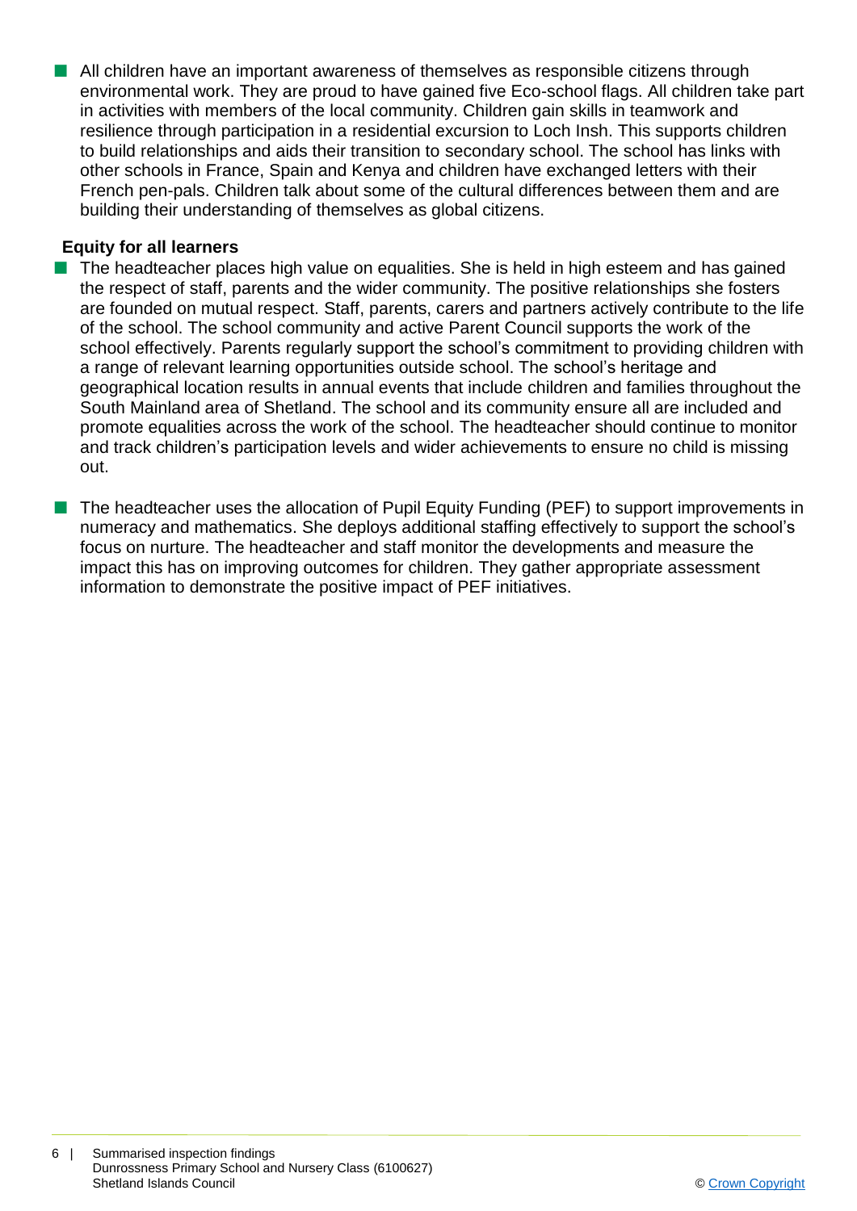- All children have an important awareness of themselves as responsible citizens through environmental work. They are proud to have gained five Eco-school flags. All children take part in activities with members of the local community. Children gain skills in teamwork and resilience through participation in a residential excursion to Loch Insh. This supports children to build relationships and aids their transition to secondary school. The school has links with other schools in France, Spain and Kenya and children have exchanged letters with their French pen-pals. Children talk about some of the cultural differences between them and are building their understanding of themselves as global citizens.

**Equity for all learners**

- The headteacher places high value on equalities. She is held in high esteem and has gained the respect of staff, parents and the wider community. The positive relationships she fosters are founded on mutual respect. Staff, parents, carers and partners actively contribute to the life of the school. The school community and active Parent Council supports the work of the school effectively. Parents regularly support the school's commitment to providing children with a range of relevant learning opportunities outside school. The school's heritage and geographical location results in annual events that include children and families throughout the South Mainland area of Shetland. The school and its community ensure all are included and promote equalities across the work of the school. The headteacher should continue to monitor and track children's participation levels and wider achievements to ensure no child is missing out.

- The headteacher uses the allocation of Pupil Equity Funding (PEF) to support improvements in numeracy and mathematics. She deploys additional staffing effectively to support the school's focus on nurture. The headteacher and staff monitor the developments and measure the impact this has on improving outcomes for children. They gather appropriate assessment information to demonstrate the positive impact of PEF initiatives.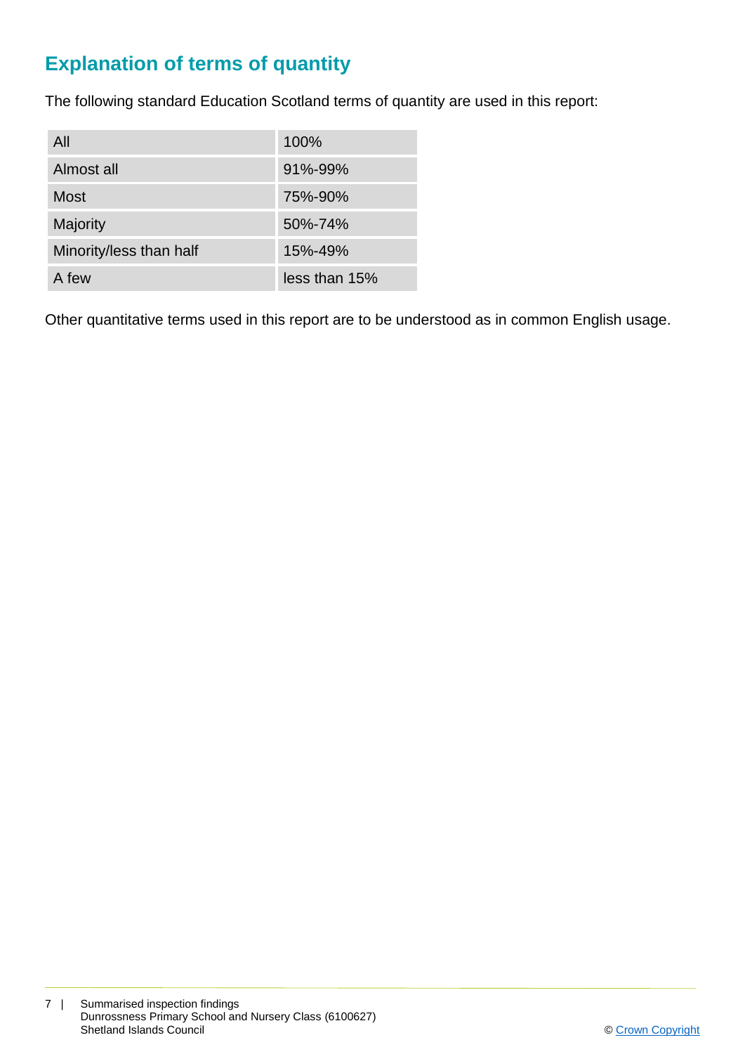## Explanation of terms of quantity

The following standard Education Scotland terms of quantity are used in this report:

| | |
|---|---|
| All | 100% |
| Almost all | 91%-99% |
| Most | 75%-90% |
| Majority | 50%-74% |
| Minority/less than half | 15%-49% |
| A few | less than 15% |

Other quantitative terms used in this report are to be understood as in common English usage.